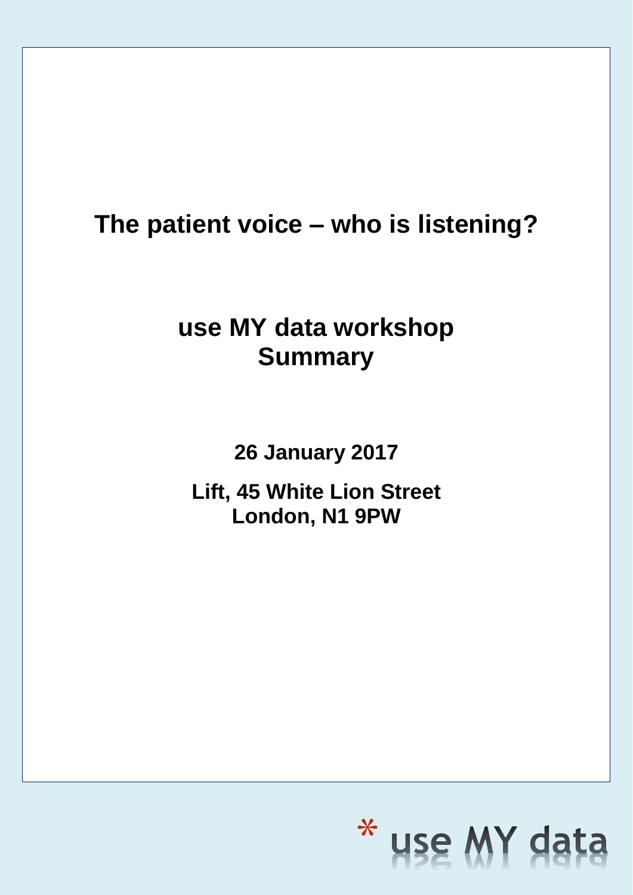# The patient voice – who is listening?

## use MY data workshop
## Summary

**26 January 2017**

**Lift, 45 White Lion Street**
**London, N1 9PW**

* use MY data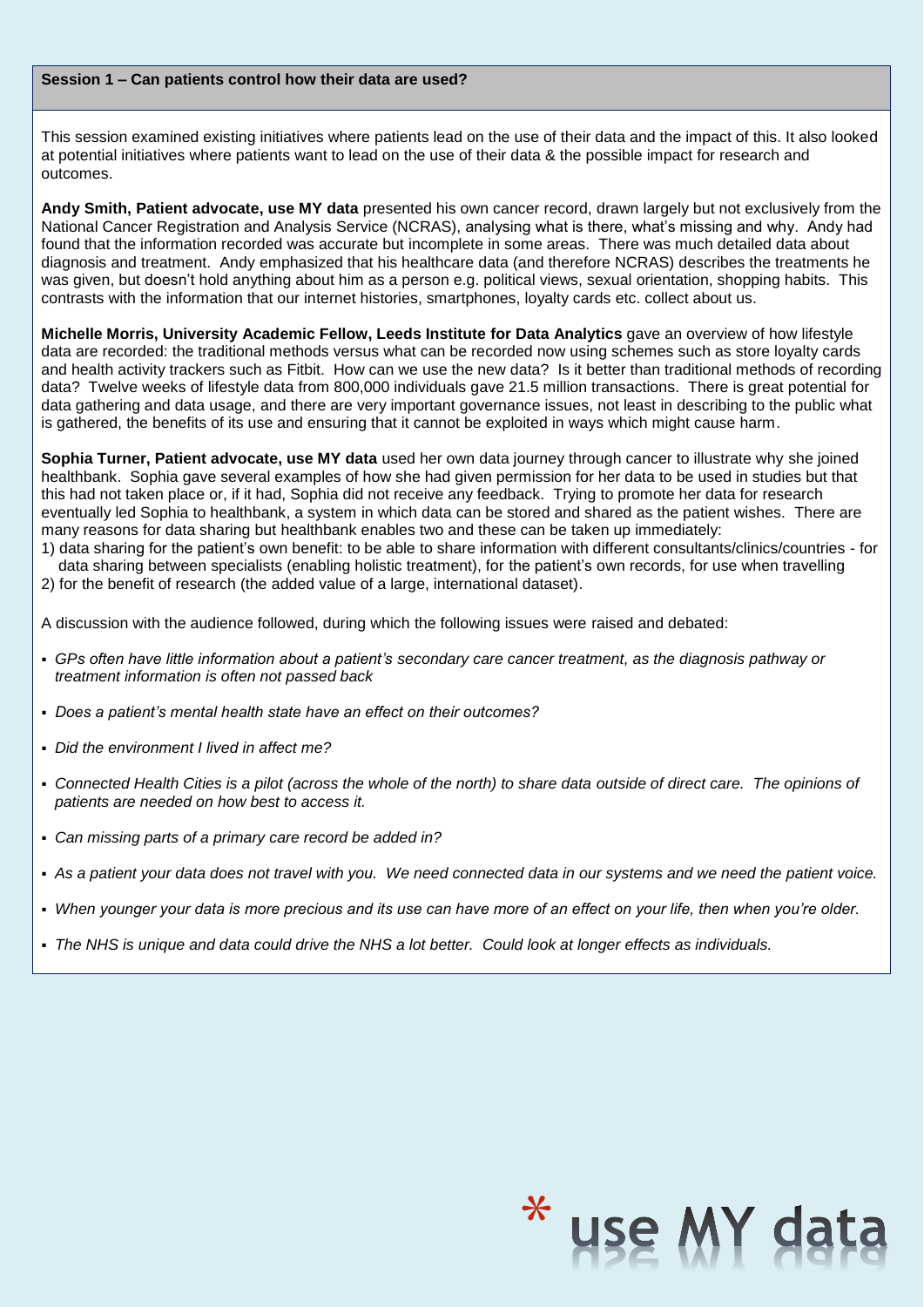## Session 1 – Can patients control how their data are used?

This session examined existing initiatives where patients lead on the use of their data and the impact of this. It also looked at potential initiatives where patients want to lead on the use of their data & the possible impact for research and outcomes.

**Andy Smith, Patient advocate, use MY data** presented his own cancer record, drawn largely but not exclusively from the National Cancer Registration and Analysis Service (NCRAS), analysing what is there, what's missing and why. Andy had found that the information recorded was accurate but incomplete in some areas. There was much detailed data about diagnosis and treatment. Andy emphasized that his healthcare data (and therefore NCRAS) describes the treatments he was given, but doesn't hold anything about him as a person e.g. political views, sexual orientation, shopping habits. This contrasts with the information that our internet histories, smartphones, loyalty cards etc. collect about us.

**Michelle Morris, University Academic Fellow, Leeds Institute for Data Analytics** gave an overview of how lifestyle data are recorded: the traditional methods versus what can be recorded now using schemes such as store loyalty cards and health activity trackers such as Fitbit. How can we use the new data? Is it better than traditional methods of recording data? Twelve weeks of lifestyle data from 800,000 individuals gave 21.5 million transactions. There is great potential for data gathering and data usage, and there are very important governance issues, not least in describing to the public what is gathered, the benefits of its use and ensuring that it cannot be exploited in ways which might cause harm.

**Sophia Turner, Patient advocate, use MY data** used her own data journey through cancer to illustrate why she joined healthbank. Sophia gave several examples of how she had given permission for her data to be used in studies but that this had not taken place or, if it had, Sophia did not receive any feedback. Trying to promote her data for research eventually led Sophia to healthbank, a system in which data can be stored and shared as the patient wishes. There are many reasons for data sharing but healthbank enables two and these can be taken up immediately:

1) data sharing for the patient's own benefit: to be able to share information with different consultants/clinics/countries - for data sharing between specialists (enabling holistic treatment), for the patient's own records, for use when travelling
2) for the benefit of research (the added value of a large, international dataset).

A discussion with the audience followed, during which the following issues were raised and debated:

- *GPs often have little information about a patient's secondary care cancer treatment, as the diagnosis pathway or treatment information is often not passed back*
- *Does a patient's mental health state have an effect on their outcomes?*
- *Did the environment I lived in affect me?*
- *Connected Health Cities is a pilot (across the whole of the north) to share data outside of direct care. The opinions of patients are needed on how best to access it.*
- *Can missing parts of a primary care record be added in?*
- *As a patient your data does not travel with you. We need connected data in our systems and we need the patient voice.*
- *When younger your data is more precious and its use can have more of an effect on your life, then when you're older.*
- *The NHS is unique and data could drive the NHS a lot better. Could look at longer effects as individuals.*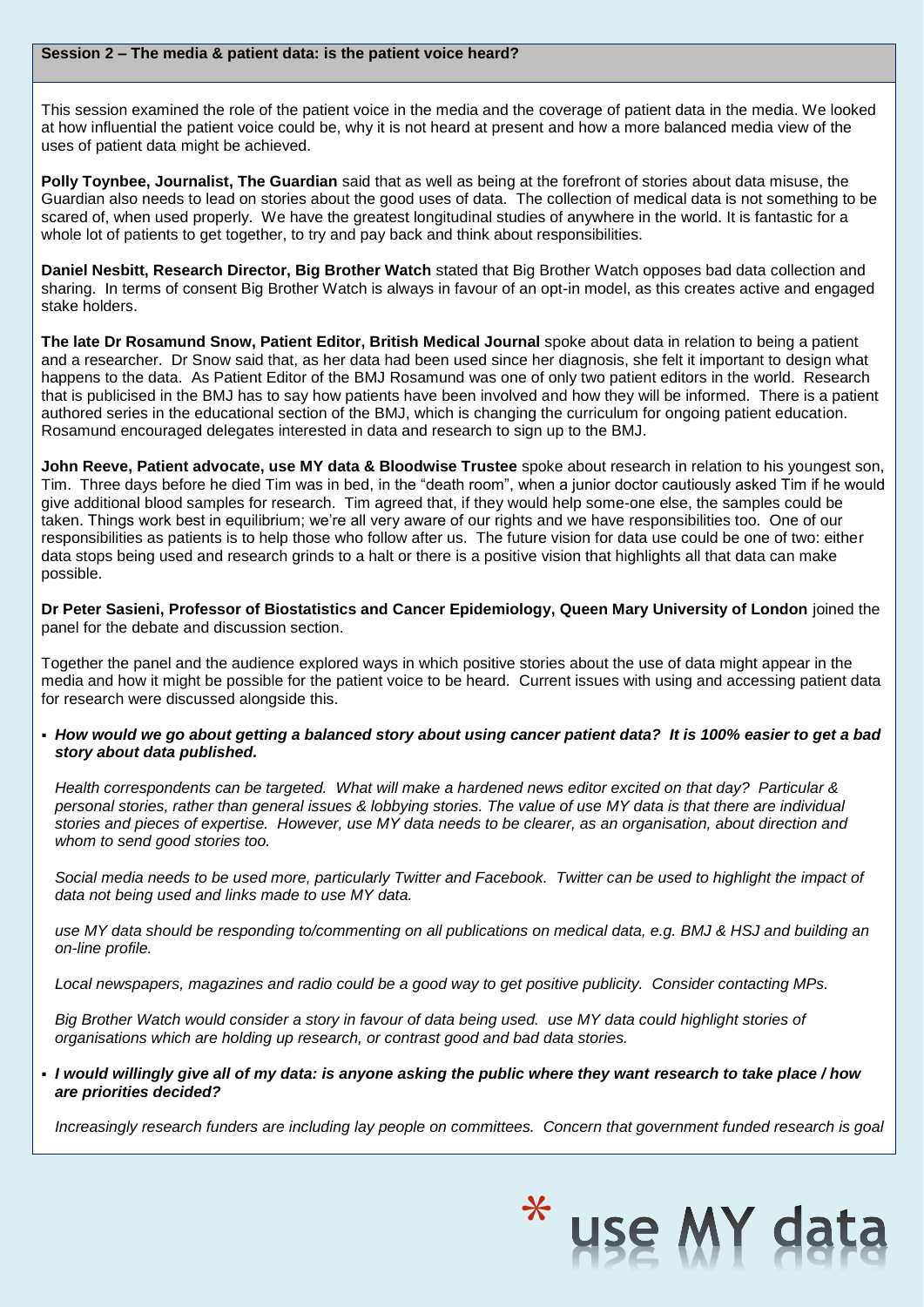## Session 2 – The media & patient data: is the patient voice heard?

This session examined the role of the patient voice in the media and the coverage of patient data in the media. We looked at how influential the patient voice could be, why it is not heard at present and how a more balanced media view of the uses of patient data might be achieved.

**Polly Toynbee, Journalist, The Guardian** said that as well as being at the forefront of stories about data misuse, the Guardian also needs to lead on stories about the good uses of data. The collection of medical data is not something to be scared of, when used properly. We have the greatest longitudinal studies of anywhere in the world. It is fantastic for a whole lot of patients to get together, to try and pay back and think about responsibilities.

**Daniel Nesbitt, Research Director, Big Brother Watch** stated that Big Brother Watch opposes bad data collection and sharing. In terms of consent Big Brother Watch is always in favour of an opt-in model, as this creates active and engaged stake holders.

**The late Dr Rosamund Snow, Patient Editor, British Medical Journal** spoke about data in relation to being a patient and a researcher. Dr Snow said that, as her data had been used since her diagnosis, she felt it important to design what happens to the data. As Patient Editor of the BMJ Rosamund was one of only two patient editors in the world. Research that is publicised in the BMJ has to say how patients have been involved and how they will be informed. There is a patient authored series in the educational section of the BMJ, which is changing the curriculum for ongoing patient education. Rosamund encouraged delegates interested in data and research to sign up to the BMJ.

**John Reeve, Patient advocate, use MY data & Bloodwise Trustee** spoke about research in relation to his youngest son, Tim. Three days before he died Tim was in bed, in the "death room", when a junior doctor cautiously asked Tim if he would give additional blood samples for research. Tim agreed that, if they would help some-one else, the samples could be taken. Things work best in equilibrium; we're all very aware of our rights and we have responsibilities too. One of our responsibilities as patients is to help those who follow after us. The future vision for data use could be one of two: either data stops being used and research grinds to a halt or there is a positive vision that highlights all that data can make possible.

**Dr Peter Sasieni, Professor of Biostatistics and Cancer Epidemiology, Queen Mary University of London** joined the panel for the debate and discussion section.

Together the panel and the audience explored ways in which positive stories about the use of data might appear in the media and how it might be possible for the patient voice to be heard. Current issues with using and accessing patient data for research were discussed alongside this.

- ***How would we go about getting a balanced story about using cancer patient data? It is 100% easier to get a bad story about data published.***

  *Health correspondents can be targeted. What will make a hardened news editor excited on that day? Particular & personal stories, rather than general issues & lobbying stories. The value of use MY data is that there are individual stories and pieces of expertise. However, use MY data needs to be clearer, as an organisation, about direction and whom to send good stories too.*

  *Social media needs to be used more, particularly Twitter and Facebook. Twitter can be used to highlight the impact of data not being used and links made to use MY data.*

  *use MY data should be responding to/commenting on all publications on medical data, e.g. BMJ & HSJ and building an on-line profile.*

  *Local newspapers, magazines and radio could be a good way to get positive publicity. Consider contacting MPs.*

  *Big Brother Watch would consider a story in favour of data being used. use MY data could highlight stories of organisations which are holding up research, or contrast good and bad data stories.*

- ***I would willingly give all of my data: is anyone asking the public where they want research to take place / how are priorities decided?***

  *Increasingly research funders are including lay people on committees. Concern that government funded research is goal*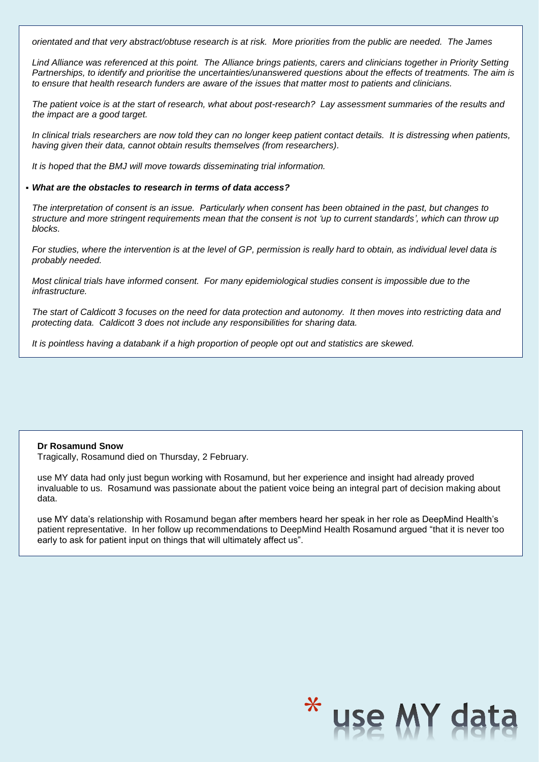*orientated and that very abstract/obtuse research is at risk. More priorities from the public are needed. The James Lind Alliance was referenced at this point. The Alliance brings patients, carers and clinicians together in Priority Setting Partnerships, to identify and prioritise the uncertainties/unanswered questions about the effects of treatments. The aim is to ensure that health research funders are aware of the issues that matter most to patients and clinicians.*

*The patient voice is at the start of research, what about post-research? Lay assessment summaries of the results and the impact are a good target.*

*In clinical trials researchers are now told they can no longer keep patient contact details. It is distressing when patients, having given their data, cannot obtain results themselves (from researchers).*

*It is hoped that the BMJ will move towards disseminating trial information.*

- ***What are the obstacles to research in terms of data access?***

*The interpretation of consent is an issue. Particularly when consent has been obtained in the past, but changes to structure and more stringent requirements mean that the consent is not 'up to current standards', which can throw up blocks.*

*For studies, where the intervention is at the level of GP, permission is really hard to obtain, as individual level data is probably needed.*

*Most clinical trials have informed consent. For many epidemiological studies consent is impossible due to the infrastructure.*

*The start of Caldicott 3 focuses on the need for data protection and autonomy. It then moves into restricting data and protecting data. Caldicott 3 does not include any responsibilities for sharing data.*

*It is pointless having a databank if a high proportion of people opt out and statistics are skewed.*

**Dr Rosamund Snow**

Tragically, Rosamund died on Thursday, 2 February.

use MY data had only just begun working with Rosamund, but her experience and insight had already proved invaluable to us. Rosamund was passionate about the patient voice being an integral part of decision making about data.

use MY data's relationship with Rosamund began after members heard her speak in her role as DeepMind Health's patient representative. In her follow up recommendations to DeepMind Health Rosamund argued "that it is never too early to ask for patient input on things that will ultimately affect us".

* use MY data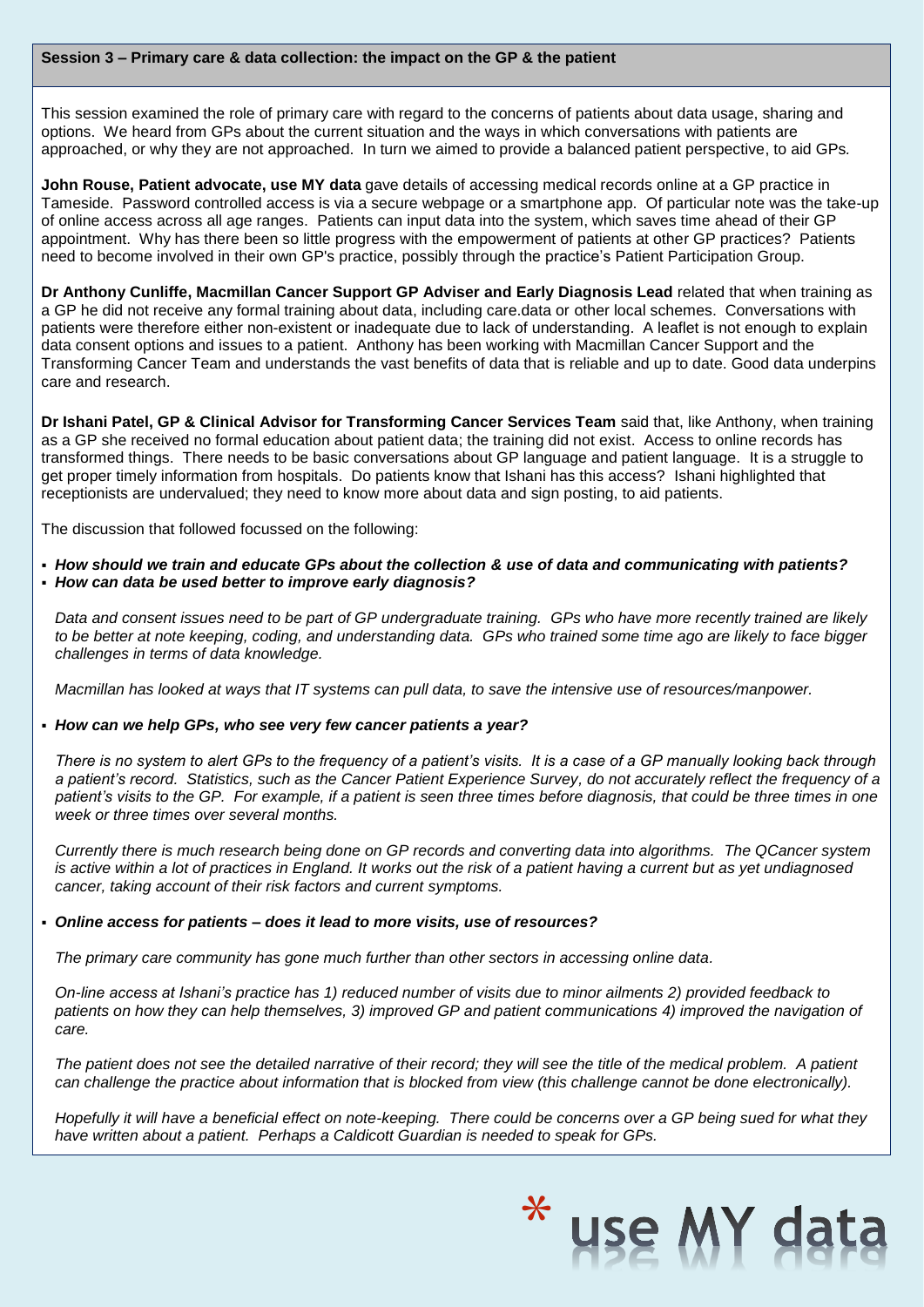## Session 3 – Primary care & data collection: the impact on the GP & the patient

This session examined the role of primary care with regard to the concerns of patients about data usage, sharing and options. We heard from GPs about the current situation and the ways in which conversations with patients are approached, or why they are not approached. In turn we aimed to provide a balanced patient perspective, to aid GPs.

**John Rouse, Patient advocate, use MY data** gave details of accessing medical records online at a GP practice in Tameside. Password controlled access is via a secure webpage or a smartphone app. Of particular note was the take-up of online access across all age ranges. Patients can input data into the system, which saves time ahead of their GP appointment. Why has there been so little progress with the empowerment of patients at other GP practices? Patients need to become involved in their own GP's practice, possibly through the practice's Patient Participation Group.

**Dr Anthony Cunliffe, Macmillan Cancer Support GP Adviser and Early Diagnosis Lead** related that when training as a GP he did not receive any formal training about data, including care.data or other local schemes. Conversations with patients were therefore either non-existent or inadequate due to lack of understanding. A leaflet is not enough to explain data consent options and issues to a patient. Anthony has been working with Macmillan Cancer Support and the Transforming Cancer Team and understands the vast benefits of data that is reliable and up to date. Good data underpins care and research.

**Dr Ishani Patel, GP & Clinical Advisor for Transforming Cancer Services Team** said that, like Anthony, when training as a GP she received no formal education about patient data; the training did not exist. Access to online records has transformed things. There needs to be basic conversations about GP language and patient language. It is a struggle to get proper timely information from hospitals. Do patients know that Ishani has this access? Ishani highlighted that receptionists are undervalued; they need to know more about data and sign posting, to aid patients.

The discussion that followed focussed on the following:

- ***How should we train and educate GPs about the collection & use of data and communicating with patients?***
- ***How can data be used better to improve early diagnosis?***

  *Data and consent issues need to be part of GP undergraduate training. GPs who have more recently trained are likely to be better at note keeping, coding, and understanding data. GPs who trained some time ago are likely to face bigger challenges in terms of data knowledge.*

  *Macmillan has looked at ways that IT systems can pull data, to save the intensive use of resources/manpower.*

- ***How can we help GPs, who see very few cancer patients a year?***

  *There is no system to alert GPs to the frequency of a patient's visits. It is a case of a GP manually looking back through a patient's record. Statistics, such as the Cancer Patient Experience Survey, do not accurately reflect the frequency of a patient's visits to the GP. For example, if a patient is seen three times before diagnosis, that could be three times in one week or three times over several months.*

  *Currently there is much research being done on GP records and converting data into algorithms. The QCancer system is active within a lot of practices in England. It works out the risk of a patient having a current but as yet undiagnosed cancer, taking account of their risk factors and current symptoms.*

- ***Online access for patients – does it lead to more visits, use of resources?***

  *The primary care community has gone much further than other sectors in accessing online data.*

  *On-line access at Ishani's practice has 1) reduced number of visits due to minor ailments 2) provided feedback to patients on how they can help themselves, 3) improved GP and patient communications 4) improved the navigation of care.*

  *The patient does not see the detailed narrative of their record; they will see the title of the medical problem. A patient can challenge the practice about information that is blocked from view (this challenge cannot be done electronically).*

  *Hopefully it will have a beneficial effect on note-keeping. There could be concerns over a GP being sued for what they have written about a patient. Perhaps a Caldicott Guardian is needed to speak for GPs.*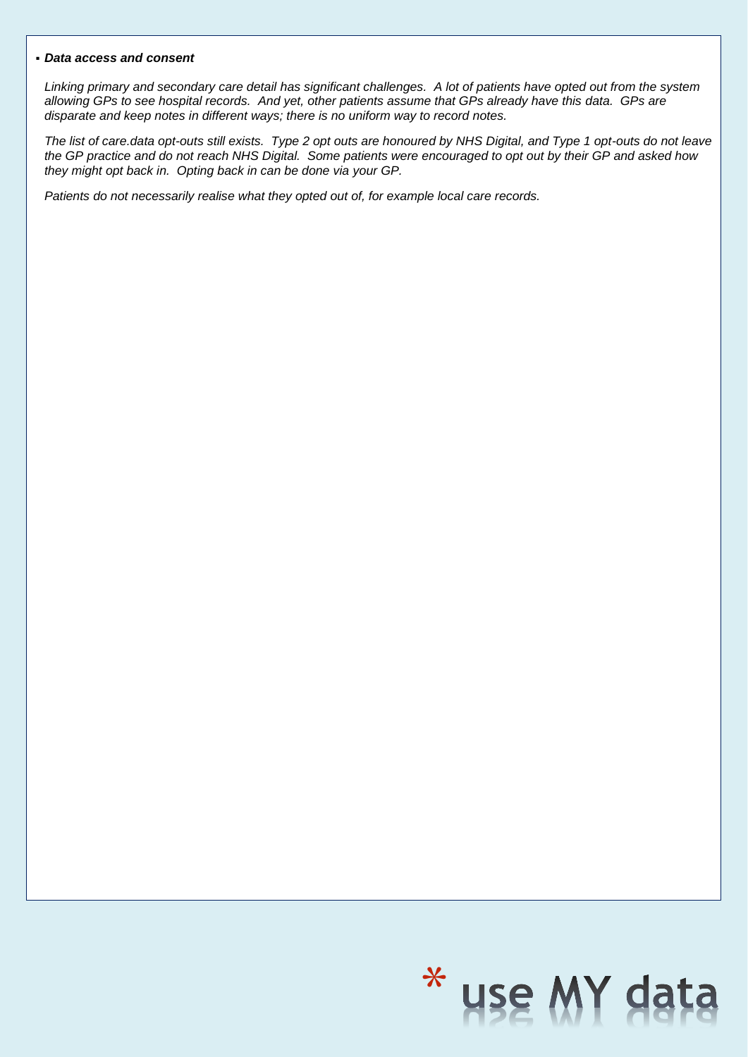- ***Data access and consent***

  *Linking primary and secondary care detail has significant challenges. A lot of patients have opted out from the system allowing GPs to see hospital records. And yet, other patients assume that GPs already have this data. GPs are disparate and keep notes in different ways; there is no uniform way to record notes.*

  *The list of care.data opt-outs still exists. Type 2 opt outs are honoured by NHS Digital, and Type 1 opt-outs do not leave the GP practice and do not reach NHS Digital. Some patients were encouraged to opt out by their GP and asked how they might opt back in. Opting back in can be done via your GP.*

  *Patients do not necessarily realise what they opted out of, for example local care records.*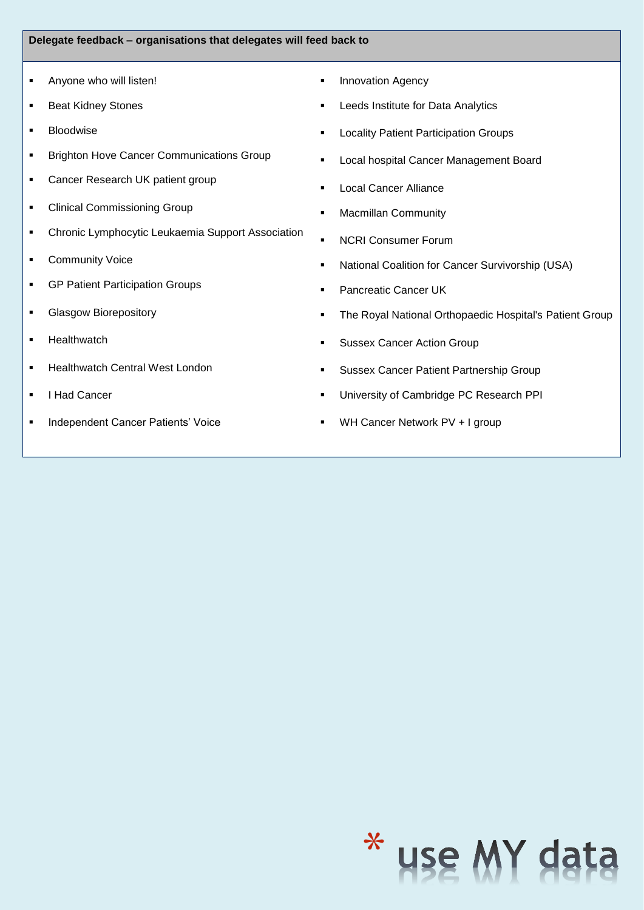**Delegate feedback – organisations that delegates will feed back to**

- Anyone who will listen!
- Beat Kidney Stones
- Bloodwise
- Brighton Hove Cancer Communications Group
- Cancer Research UK patient group
- Clinical Commissioning Group
- Chronic Lymphocytic Leukaemia Support Association
- Community Voice
- GP Patient Participation Groups
- Glasgow Biorepository
- Healthwatch
- Healthwatch Central West London
- I Had Cancer
- Independent Cancer Patients' Voice
- Innovation Agency
- Leeds Institute for Data Analytics
- Locality Patient Participation Groups
- Local hospital Cancer Management Board
- Local Cancer Alliance
- Macmillan Community
- NCRI Consumer Forum
- National Coalition for Cancer Survivorship (USA)
- Pancreatic Cancer UK
- The Royal National Orthopaedic Hospital's Patient Group
- Sussex Cancer Action Group
- Sussex Cancer Patient Partnership Group
- University of Cambridge PC Research PPI
- WH Cancer Network PV + I group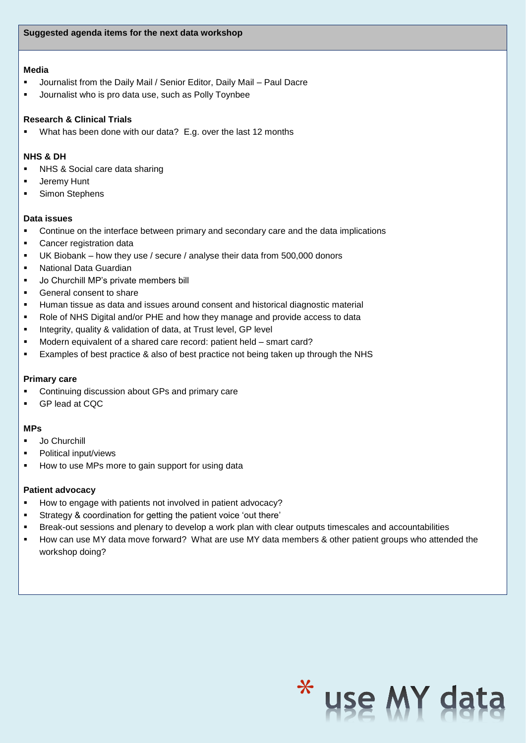## Suggested agenda items for the next data workshop

**Media**

- Journalist from the Daily Mail / Senior Editor, Daily Mail – Paul Dacre
- Journalist who is pro data use, such as Polly Toynbee

**Research & Clinical Trials**

- What has been done with our data? E.g. over the last 12 months

**NHS & DH**

- NHS & Social care data sharing
- Jeremy Hunt
- Simon Stephens

**Data issues**

- Continue on the interface between primary and secondary care and the data implications
- Cancer registration data
- UK Biobank – how they use / secure / analyse their data from 500,000 donors
- National Data Guardian
- Jo Churchill MP's private members bill
- General consent to share
- Human tissue as data and issues around consent and historical diagnostic material
- Role of NHS Digital and/or PHE and how they manage and provide access to data
- Integrity, quality & validation of data, at Trust level, GP level
- Modern equivalent of a shared care record: patient held – smart card?
- Examples of best practice & also of best practice not being taken up through the NHS

**Primary care**

- Continuing discussion about GPs and primary care
- GP lead at CQC

**MPs**

- Jo Churchill
- Political input/views
- How to use MPs more to gain support for using data

**Patient advocacy**

- How to engage with patients not involved in patient advocacy?
- Strategy & coordination for getting the patient voice 'out there'
- Break-out sessions and plenary to develop a work plan with clear outputs timescales and accountabilities
- How can use MY data move forward? What are use MY data members & other patient groups who attended the workshop doing?

* use MY data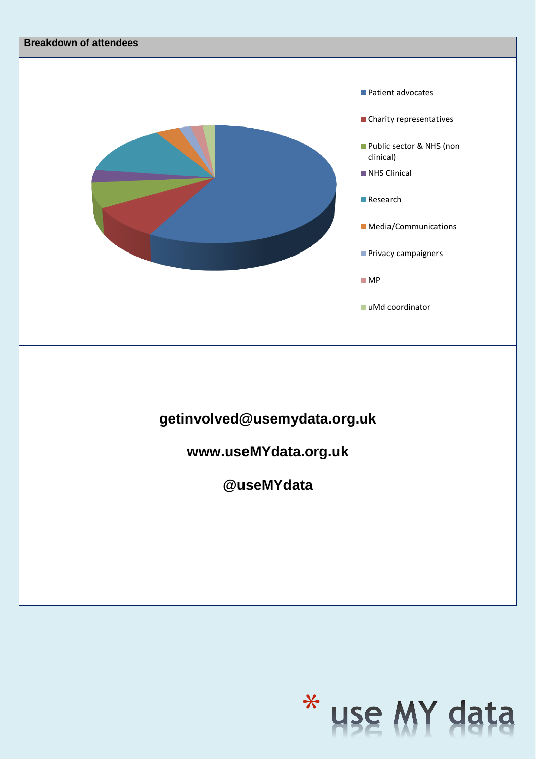**Breakdown of attendees**

Patient advocates

Charity representatives

Public sector & NHS (non clinical)

NHS Clinical

Research

Media/Communications

Privacy campaigners

MP

uMd coordinator

**getinvolved@usemydata.org.uk**

**www.useMYdata.org.uk**

**@useMYdata**

* use MY data